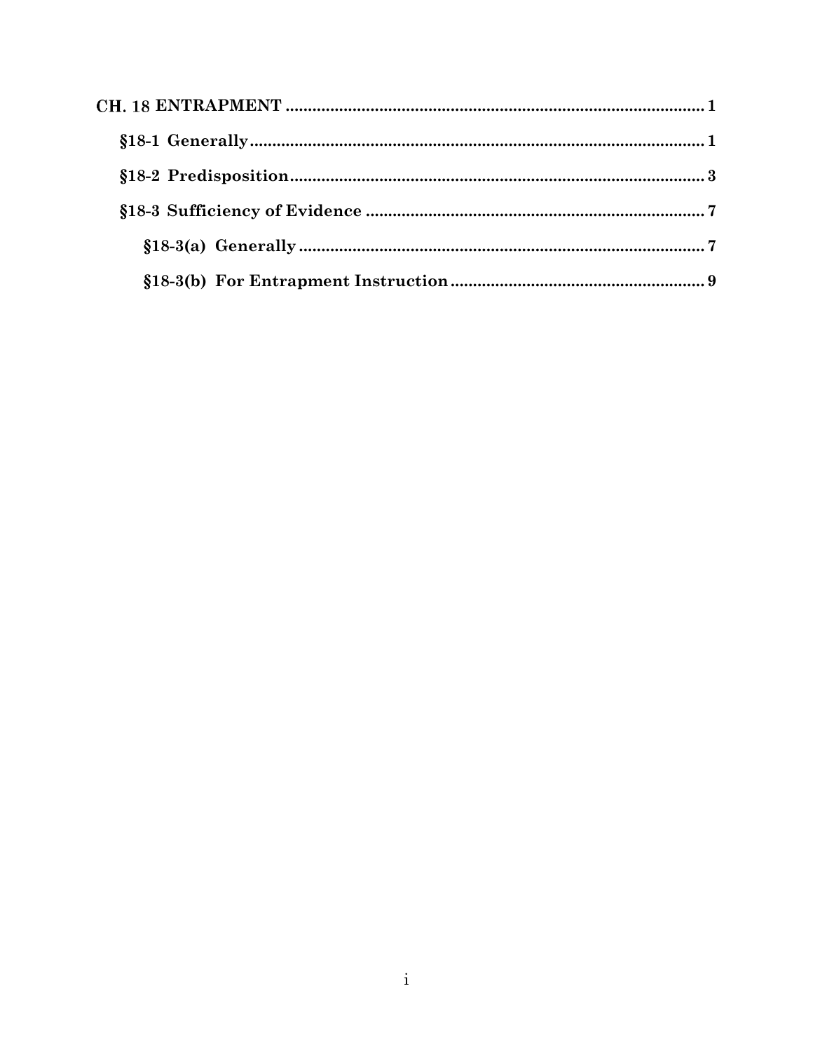**CH. 18 ENTRAPMENT** .......... 1

**§18-1 Generally** .......... 1

**§18-2 Predisposition** .......... 3

**§18-3 Sufficiency of Evidence** .......... 7

**§18-3(a) Generally** .......... 7

**§18-3(b) For Entrapment Instruction** .......... 9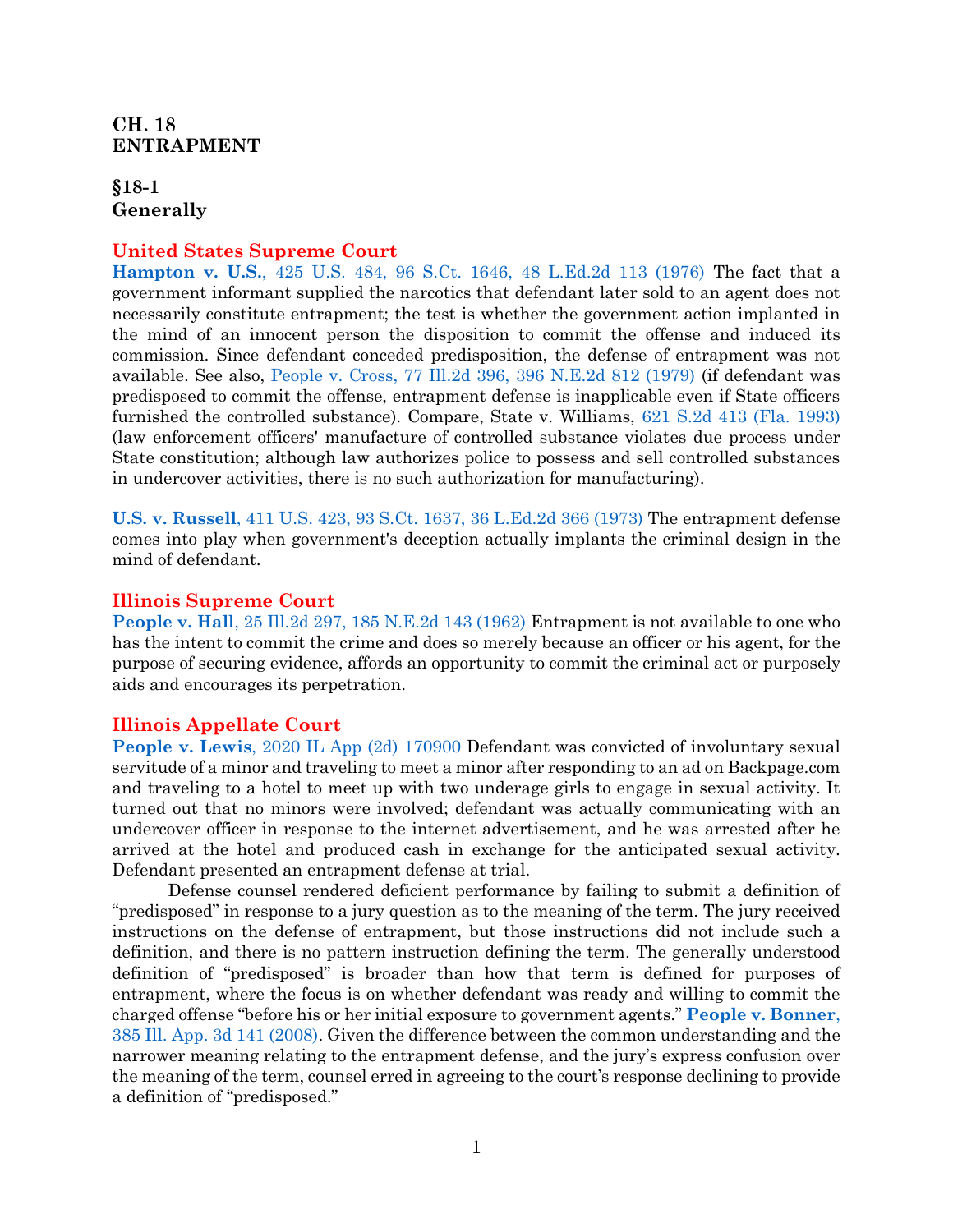# CH. 18
# ENTRAPMENT

## §18-1
## Generally

### United States Supreme Court

**Hampton v. U.S.**, 425 U.S. 484, 96 S.Ct. 1646, 48 L.Ed.2d 113 (1976) The fact that a government informant supplied the narcotics that defendant later sold to an agent does not necessarily constitute entrapment; the test is whether the government action implanted in the mind of an innocent person the disposition to commit the offense and induced its commission. Since defendant conceded predisposition, the defense of entrapment was not available. See also, People v. Cross, 77 Ill.2d 396, 396 N.E.2d 812 (1979) (if defendant was predisposed to commit the offense, entrapment defense is inapplicable even if State officers furnished the controlled substance). Compare, State v. Williams, 621 S.2d 413 (Fla. 1993) (law enforcement officers' manufacture of controlled substance violates due process under State constitution; although law authorizes police to possess and sell controlled substances in undercover activities, there is no such authorization for manufacturing).

**U.S. v. Russell**, 411 U.S. 423, 93 S.Ct. 1637, 36 L.Ed.2d 366 (1973) The entrapment defense comes into play when government's deception actually implants the criminal design in the mind of defendant.

### Illinois Supreme Court

**People v. Hall**, 25 Ill.2d 297, 185 N.E.2d 143 (1962) Entrapment is not available to one who has the intent to commit the crime and does so merely because an officer or his agent, for the purpose of securing evidence, affords an opportunity to commit the criminal act or purposely aids and encourages its perpetration.

### Illinois Appellate Court

**People v. Lewis**, 2020 IL App (2d) 170900 Defendant was convicted of involuntary sexual servitude of a minor and traveling to meet a minor after responding to an ad on Backpage.com and traveling to a hotel to meet up with two underage girls to engage in sexual activity. It turned out that no minors were involved; defendant was actually communicating with an undercover officer in response to the internet advertisement, and he was arrested after he arrived at the hotel and produced cash in exchange for the anticipated sexual activity. Defendant presented an entrapment defense at trial.

Defense counsel rendered deficient performance by failing to submit a definition of "predisposed" in response to a jury question as to the meaning of the term. The jury received instructions on the defense of entrapment, but those instructions did not include such a definition, and there is no pattern instruction defining the term. The generally understood definition of "predisposed" is broader than how that term is defined for purposes of entrapment, where the focus is on whether defendant was ready and willing to commit the charged offense "before his or her initial exposure to government agents." **People v. Bonner**, 385 Ill. App. 3d 141 (2008). Given the difference between the common understanding and the narrower meaning relating to the entrapment defense, and the jury's express confusion over the meaning of the term, counsel erred in agreeing to the court's response declining to provide a definition of "predisposed."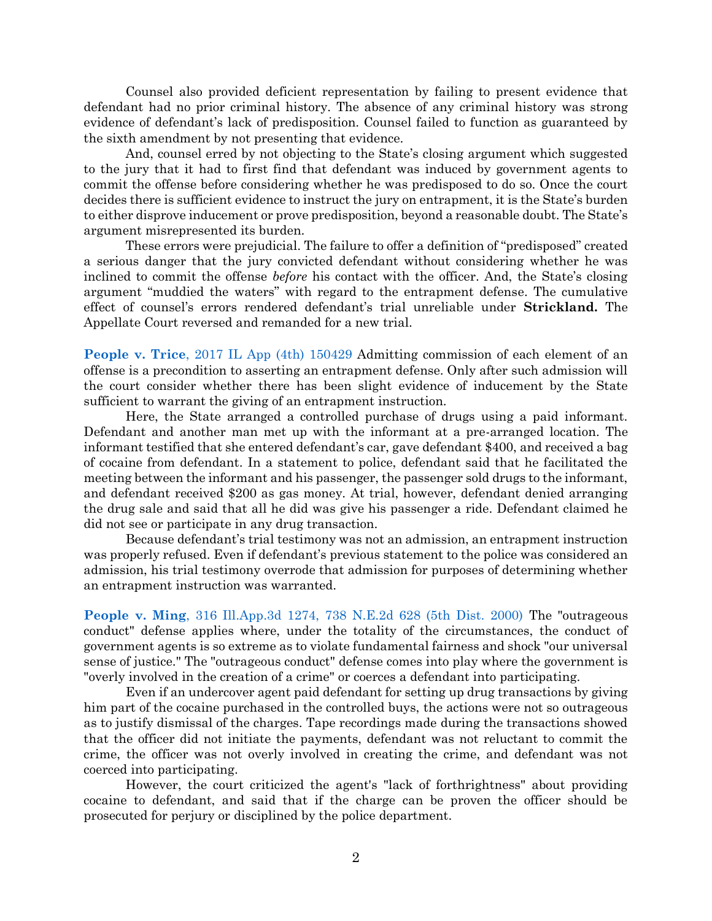Counsel also provided deficient representation by failing to present evidence that defendant had no prior criminal history. The absence of any criminal history was strong evidence of defendant's lack of predisposition. Counsel failed to function as guaranteed by the sixth amendment by not presenting that evidence.

And, counsel erred by not objecting to the State's closing argument which suggested to the jury that it had to first find that defendant was induced by government agents to commit the offense before considering whether he was predisposed to do so. Once the court decides there is sufficient evidence to instruct the jury on entrapment, it is the State's burden to either disprove inducement or prove predisposition, beyond a reasonable doubt. The State's argument misrepresented its burden.

These errors were prejudicial. The failure to offer a definition of "predisposed" created a serious danger that the jury convicted defendant without considering whether he was inclined to commit the offense *before* his contact with the officer. And, the State's closing argument "muddied the waters" with regard to the entrapment defense. The cumulative effect of counsel's errors rendered defendant's trial unreliable under **Strickland.** The Appellate Court reversed and remanded for a new trial.

**People v. Trice**, 2017 IL App (4th) 150429 Admitting commission of each element of an offense is a precondition to asserting an entrapment defense. Only after such admission will the court consider whether there has been slight evidence of inducement by the State sufficient to warrant the giving of an entrapment instruction.

Here, the State arranged a controlled purchase of drugs using a paid informant. Defendant and another man met up with the informant at a pre-arranged location. The informant testified that she entered defendant's car, gave defendant $400, and received a bag of cocaine from defendant. In a statement to police, defendant said that he facilitated the meeting between the informant and his passenger, the passenger sold drugs to the informant, and defendant received $200 as gas money. At trial, however, defendant denied arranging the drug sale and said that all he did was give his passenger a ride. Defendant claimed he did not see or participate in any drug transaction.

Because defendant's trial testimony was not an admission, an entrapment instruction was properly refused. Even if defendant's previous statement to the police was considered an admission, his trial testimony overrode that admission for purposes of determining whether an entrapment instruction was warranted.

**People v. Ming**, 316 Ill.App.3d 1274, 738 N.E.2d 628 (5th Dist. 2000) The "outrageous conduct" defense applies where, under the totality of the circumstances, the conduct of government agents is so extreme as to violate fundamental fairness and shock "our universal sense of justice." The "outrageous conduct" defense comes into play where the government is "overly involved in the creation of a crime" or coerces a defendant into participating.

Even if an undercover agent paid defendant for setting up drug transactions by giving him part of the cocaine purchased in the controlled buys, the actions were not so outrageous as to justify dismissal of the charges. Tape recordings made during the transactions showed that the officer did not initiate the payments, defendant was not reluctant to commit the crime, the officer was not overly involved in creating the crime, and defendant was not coerced into participating.

However, the court criticized the agent's "lack of forthrightness" about providing cocaine to defendant, and said that if the charge can be proven the officer should be prosecuted for perjury or disciplined by the police department.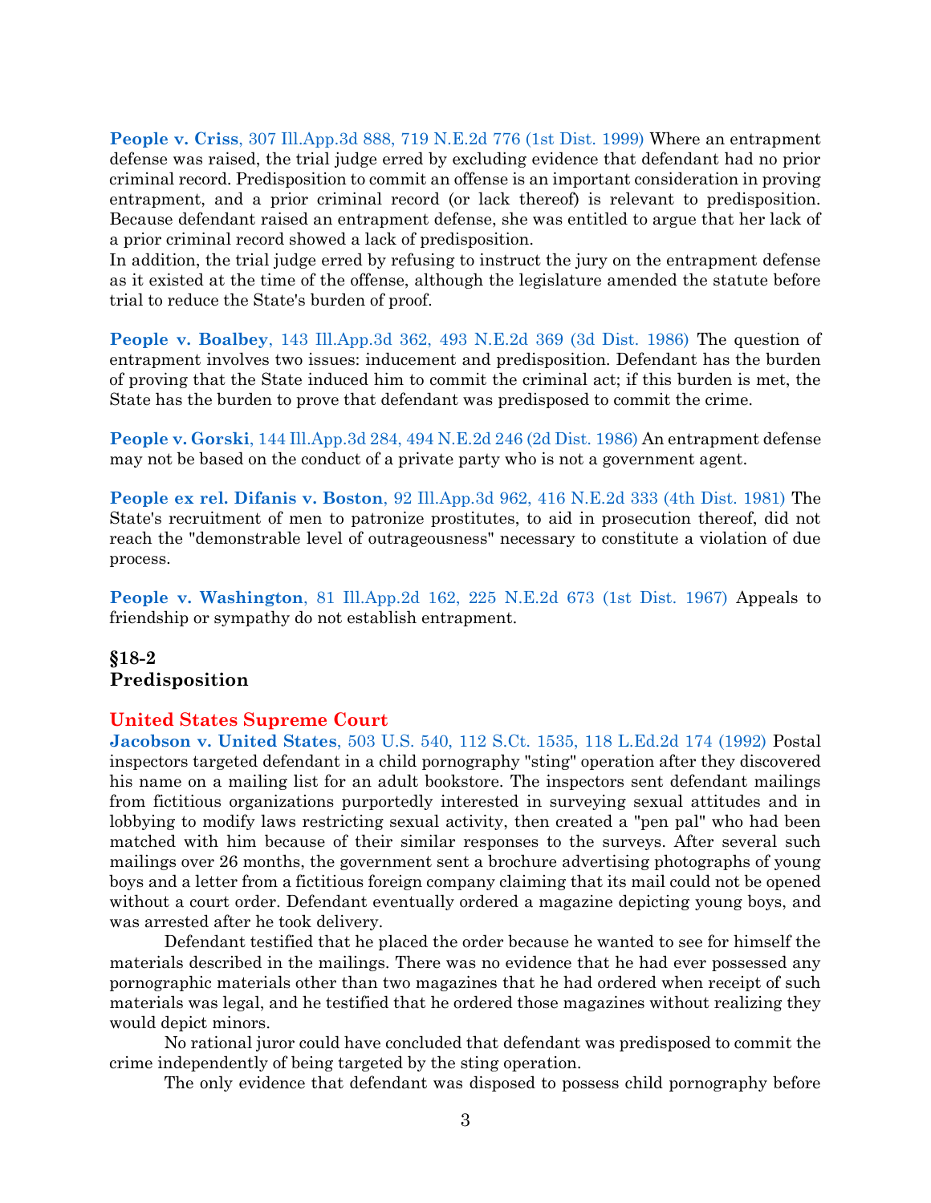**People v. Criss**, 307 Ill.App.3d 888, 719 N.E.2d 776 (1st Dist. 1999) Where an entrapment defense was raised, the trial judge erred by excluding evidence that defendant had no prior criminal record. Predisposition to commit an offense is an important consideration in proving entrapment, and a prior criminal record (or lack thereof) is relevant to predisposition. Because defendant raised an entrapment defense, she was entitled to argue that her lack of a prior criminal record showed a lack of predisposition.
In addition, the trial judge erred by refusing to instruct the jury on the entrapment defense as it existed at the time of the offense, although the legislature amended the statute before trial to reduce the State's burden of proof.

**People v. Boalbey**, 143 Ill.App.3d 362, 493 N.E.2d 369 (3d Dist. 1986) The question of entrapment involves two issues: inducement and predisposition. Defendant has the burden of proving that the State induced him to commit the criminal act; if this burden is met, the State has the burden to prove that defendant was predisposed to commit the crime.

**People v. Gorski**, 144 Ill.App.3d 284, 494 N.E.2d 246 (2d Dist. 1986) An entrapment defense may not be based on the conduct of a private party who is not a government agent.

**People ex rel. Difanis v. Boston**, 92 Ill.App.3d 962, 416 N.E.2d 333 (4th Dist. 1981) The State's recruitment of men to patronize prostitutes, to aid in prosecution thereof, did not reach the "demonstrable level of outrageousness" necessary to constitute a violation of due process.

**People v. Washington**, 81 Ill.App.2d 162, 225 N.E.2d 673 (1st Dist. 1967) Appeals to friendship or sympathy do not establish entrapment.

## §18-2
## Predisposition

### United States Supreme Court

**Jacobson v. United States**, 503 U.S. 540, 112 S.Ct. 1535, 118 L.Ed.2d 174 (1992) Postal inspectors targeted defendant in a child pornography "sting" operation after they discovered his name on a mailing list for an adult bookstore. The inspectors sent defendant mailings from fictitious organizations purportedly interested in surveying sexual attitudes and in lobbying to modify laws restricting sexual activity, then created a "pen pal" who had been matched with him because of their similar responses to the surveys. After several such mailings over 26 months, the government sent a brochure advertising photographs of young boys and a letter from a fictitious foreign company claiming that its mail could not be opened without a court order. Defendant eventually ordered a magazine depicting young boys, and was arrested after he took delivery.

Defendant testified that he placed the order because he wanted to see for himself the materials described in the mailings. There was no evidence that he had ever possessed any pornographic materials other than two magazines that he had ordered when receipt of such materials was legal, and he testified that he ordered those magazines without realizing they would depict minors.

No rational juror could have concluded that defendant was predisposed to commit the crime independently of being targeted by the sting operation.

The only evidence that defendant was disposed to possess child pornography before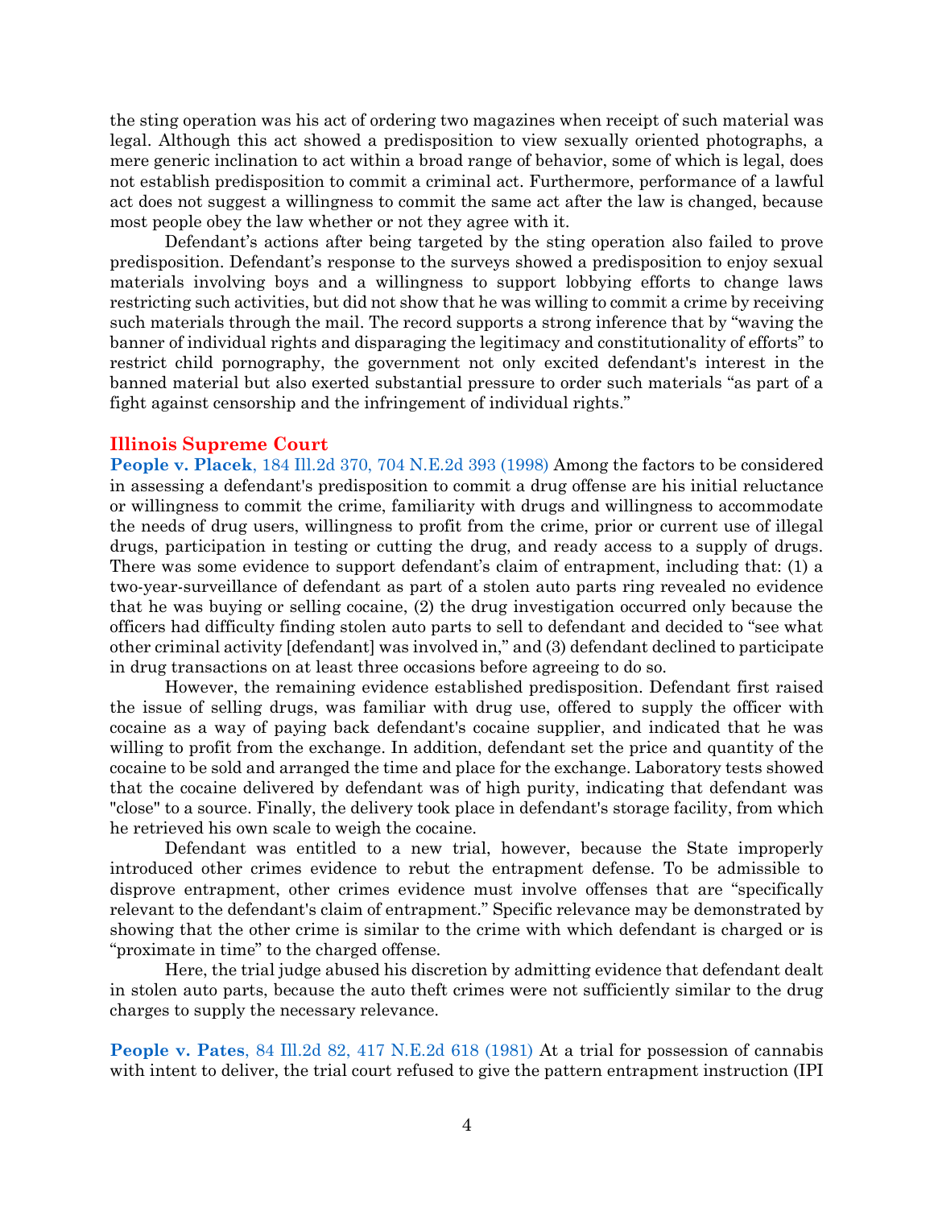the sting operation was his act of ordering two magazines when receipt of such material was legal. Although this act showed a predisposition to view sexually oriented photographs, a mere generic inclination to act within a broad range of behavior, some of which is legal, does not establish predisposition to commit a criminal act. Furthermore, performance of a lawful act does not suggest a willingness to commit the same act after the law is changed, because most people obey the law whether or not they agree with it.

Defendant's actions after being targeted by the sting operation also failed to prove predisposition. Defendant's response to the surveys showed a predisposition to enjoy sexual materials involving boys and a willingness to support lobbying efforts to change laws restricting such activities, but did not show that he was willing to commit a crime by receiving such materials through the mail. The record supports a strong inference that by "waving the banner of individual rights and disparaging the legitimacy and constitutionality of efforts" to restrict child pornography, the government not only excited defendant's interest in the banned material but also exerted substantial pressure to order such materials "as part of a fight against censorship and the infringement of individual rights."

## Illinois Supreme Court

**People v. Placek**, 184 Ill.2d 370, 704 N.E.2d 393 (1998) Among the factors to be considered in assessing a defendant's predisposition to commit a drug offense are his initial reluctance or willingness to commit the crime, familiarity with drugs and willingness to accommodate the needs of drug users, willingness to profit from the crime, prior or current use of illegal drugs, participation in testing or cutting the drug, and ready access to a supply of drugs. There was some evidence to support defendant's claim of entrapment, including that: (1) a two-year-surveillance of defendant as part of a stolen auto parts ring revealed no evidence that he was buying or selling cocaine, (2) the drug investigation occurred only because the officers had difficulty finding stolen auto parts to sell to defendant and decided to "see what other criminal activity [defendant] was involved in," and (3) defendant declined to participate in drug transactions on at least three occasions before agreeing to do so.

However, the remaining evidence established predisposition. Defendant first raised the issue of selling drugs, was familiar with drug use, offered to supply the officer with cocaine as a way of paying back defendant's cocaine supplier, and indicated that he was willing to profit from the exchange. In addition, defendant set the price and quantity of the cocaine to be sold and arranged the time and place for the exchange. Laboratory tests showed that the cocaine delivered by defendant was of high purity, indicating that defendant was "close" to a source. Finally, the delivery took place in defendant's storage facility, from which he retrieved his own scale to weigh the cocaine.

Defendant was entitled to a new trial, however, because the State improperly introduced other crimes evidence to rebut the entrapment defense. To be admissible to disprove entrapment, other crimes evidence must involve offenses that are "specifically relevant to the defendant's claim of entrapment." Specific relevance may be demonstrated by showing that the other crime is similar to the crime with which defendant is charged or is "proximate in time" to the charged offense.

Here, the trial judge abused his discretion by admitting evidence that defendant dealt in stolen auto parts, because the auto theft crimes were not sufficiently similar to the drug charges to supply the necessary relevance.

**People v. Pates**, 84 Ill.2d 82, 417 N.E.2d 618 (1981) At a trial for possession of cannabis with intent to deliver, the trial court refused to give the pattern entrapment instruction (IPI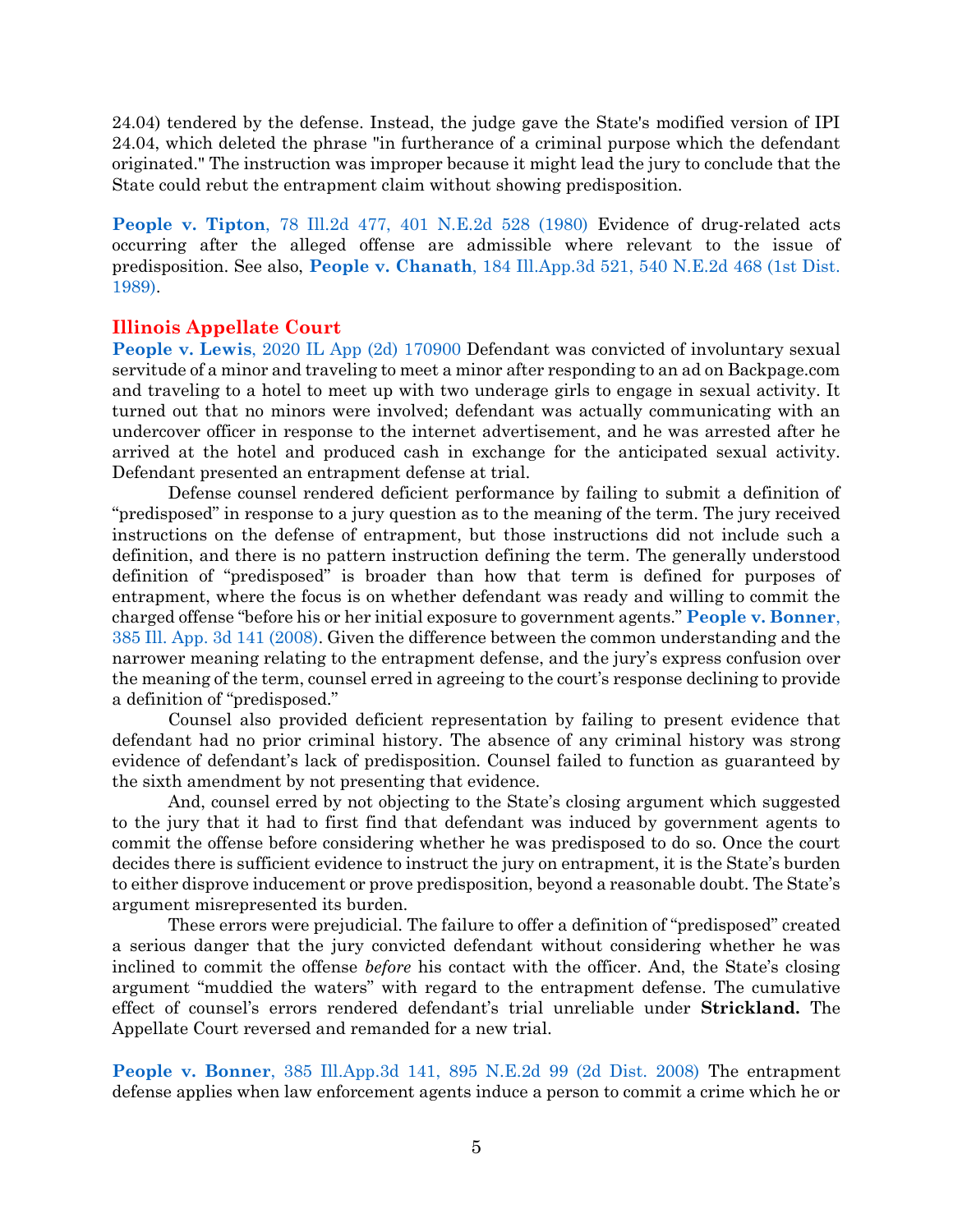24.04) tendered by the defense. Instead, the judge gave the State's modified version of IPI 24.04, which deleted the phrase "in furtherance of a criminal purpose which the defendant originated." The instruction was improper because it might lead the jury to conclude that the State could rebut the entrapment claim without showing predisposition.

**People v. Tipton**, 78 Ill.2d 477, 401 N.E.2d 528 (1980) Evidence of drug-related acts occurring after the alleged offense are admissible where relevant to the issue of predisposition. See also, **People v. Chanath**, 184 Ill.App.3d 521, 540 N.E.2d 468 (1st Dist. 1989).

## Illinois Appellate Court

**People v. Lewis**, 2020 IL App (2d) 170900 Defendant was convicted of involuntary sexual servitude of a minor and traveling to meet a minor after responding to an ad on Backpage.com and traveling to a hotel to meet up with two underage girls to engage in sexual activity. It turned out that no minors were involved; defendant was actually communicating with an undercover officer in response to the internet advertisement, and he was arrested after he arrived at the hotel and produced cash in exchange for the anticipated sexual activity. Defendant presented an entrapment defense at trial.

Defense counsel rendered deficient performance by failing to submit a definition of "predisposed" in response to a jury question as to the meaning of the term. The jury received instructions on the defense of entrapment, but those instructions did not include such a definition, and there is no pattern instruction defining the term. The generally understood definition of "predisposed" is broader than how that term is defined for purposes of entrapment, where the focus is on whether defendant was ready and willing to commit the charged offense "before his or her initial exposure to government agents." **People v. Bonner**, 385 Ill. App. 3d 141 (2008). Given the difference between the common understanding and the narrower meaning relating to the entrapment defense, and the jury's express confusion over the meaning of the term, counsel erred in agreeing to the court's response declining to provide a definition of "predisposed."

Counsel also provided deficient representation by failing to present evidence that defendant had no prior criminal history. The absence of any criminal history was strong evidence of defendant's lack of predisposition. Counsel failed to function as guaranteed by the sixth amendment by not presenting that evidence.

And, counsel erred by not objecting to the State's closing argument which suggested to the jury that it had to first find that defendant was induced by government agents to commit the offense before considering whether he was predisposed to do so. Once the court decides there is sufficient evidence to instruct the jury on entrapment, it is the State's burden to either disprove inducement or prove predisposition, beyond a reasonable doubt. The State's argument misrepresented its burden.

These errors were prejudicial. The failure to offer a definition of "predisposed" created a serious danger that the jury convicted defendant without considering whether he was inclined to commit the offense *before* his contact with the officer. And, the State's closing argument "muddied the waters" with regard to the entrapment defense. The cumulative effect of counsel's errors rendered defendant's trial unreliable under **Strickland.** The Appellate Court reversed and remanded for a new trial.

**People v. Bonner**, 385 Ill.App.3d 141, 895 N.E.2d 99 (2d Dist. 2008) The entrapment defense applies when law enforcement agents induce a person to commit a crime which he or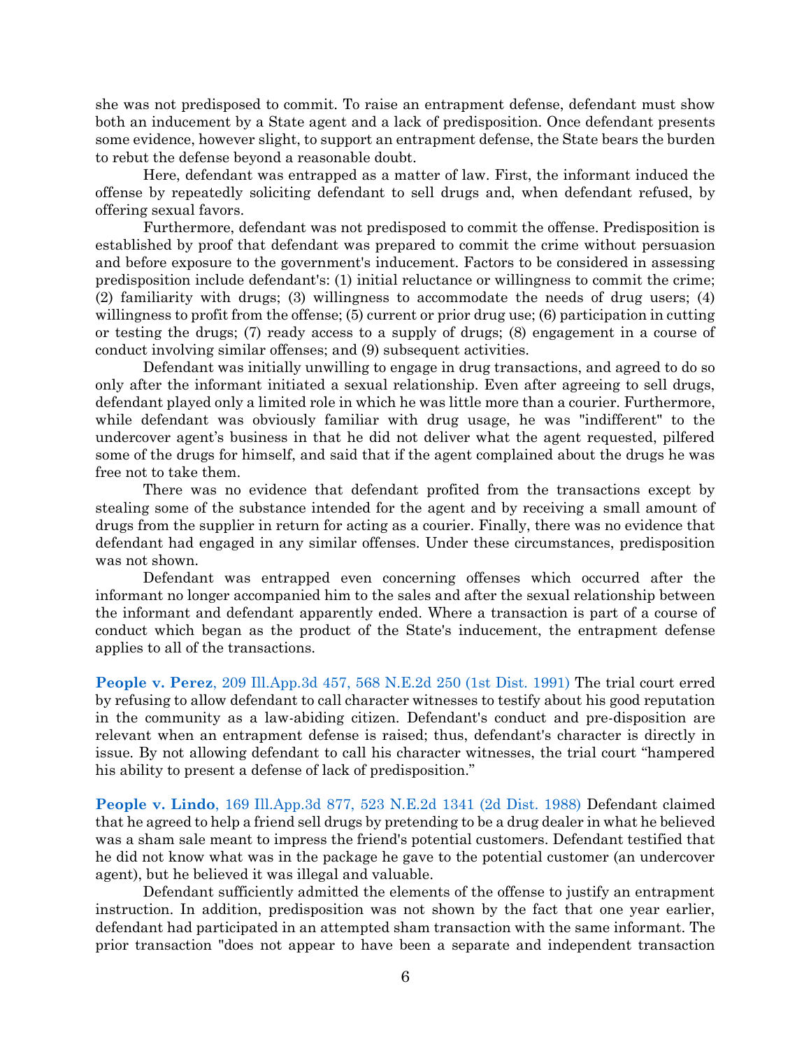she was not predisposed to commit. To raise an entrapment defense, defendant must show both an inducement by a State agent and a lack of predisposition. Once defendant presents some evidence, however slight, to support an entrapment defense, the State bears the burden to rebut the defense beyond a reasonable doubt.

Here, defendant was entrapped as a matter of law. First, the informant induced the offense by repeatedly soliciting defendant to sell drugs and, when defendant refused, by offering sexual favors.

Furthermore, defendant was not predisposed to commit the offense. Predisposition is established by proof that defendant was prepared to commit the crime without persuasion and before exposure to the government's inducement. Factors to be considered in assessing predisposition include defendant's: (1) initial reluctance or willingness to commit the crime; (2) familiarity with drugs; (3) willingness to accommodate the needs of drug users; (4) willingness to profit from the offense; (5) current or prior drug use; (6) participation in cutting or testing the drugs; (7) ready access to a supply of drugs; (8) engagement in a course of conduct involving similar offenses; and (9) subsequent activities.

Defendant was initially unwilling to engage in drug transactions, and agreed to do so only after the informant initiated a sexual relationship. Even after agreeing to sell drugs, defendant played only a limited role in which he was little more than a courier. Furthermore, while defendant was obviously familiar with drug usage, he was "indifferent" to the undercover agent's business in that he did not deliver what the agent requested, pilfered some of the drugs for himself, and said that if the agent complained about the drugs he was free not to take them.

There was no evidence that defendant profited from the transactions except by stealing some of the substance intended for the agent and by receiving a small amount of drugs from the supplier in return for acting as a courier. Finally, there was no evidence that defendant had engaged in any similar offenses. Under these circumstances, predisposition was not shown.

Defendant was entrapped even concerning offenses which occurred after the informant no longer accompanied him to the sales and after the sexual relationship between the informant and defendant apparently ended. Where a transaction is part of a course of conduct which began as the product of the State's inducement, the entrapment defense applies to all of the transactions.

**People v. Perez**, 209 Ill.App.3d 457, 568 N.E.2d 250 (1st Dist. 1991) The trial court erred by refusing to allow defendant to call character witnesses to testify about his good reputation in the community as a law-abiding citizen. Defendant's conduct and pre-disposition are relevant when an entrapment defense is raised; thus, defendant's character is directly in issue. By not allowing defendant to call his character witnesses, the trial court "hampered his ability to present a defense of lack of predisposition."

**People v. Lindo**, 169 Ill.App.3d 877, 523 N.E.2d 1341 (2d Dist. 1988) Defendant claimed that he agreed to help a friend sell drugs by pretending to be a drug dealer in what he believed was a sham sale meant to impress the friend's potential customers. Defendant testified that he did not know what was in the package he gave to the potential customer (an undercover agent), but he believed it was illegal and valuable.

Defendant sufficiently admitted the elements of the offense to justify an entrapment instruction. In addition, predisposition was not shown by the fact that one year earlier, defendant had participated in an attempted sham transaction with the same informant. The prior transaction "does not appear to have been a separate and independent transaction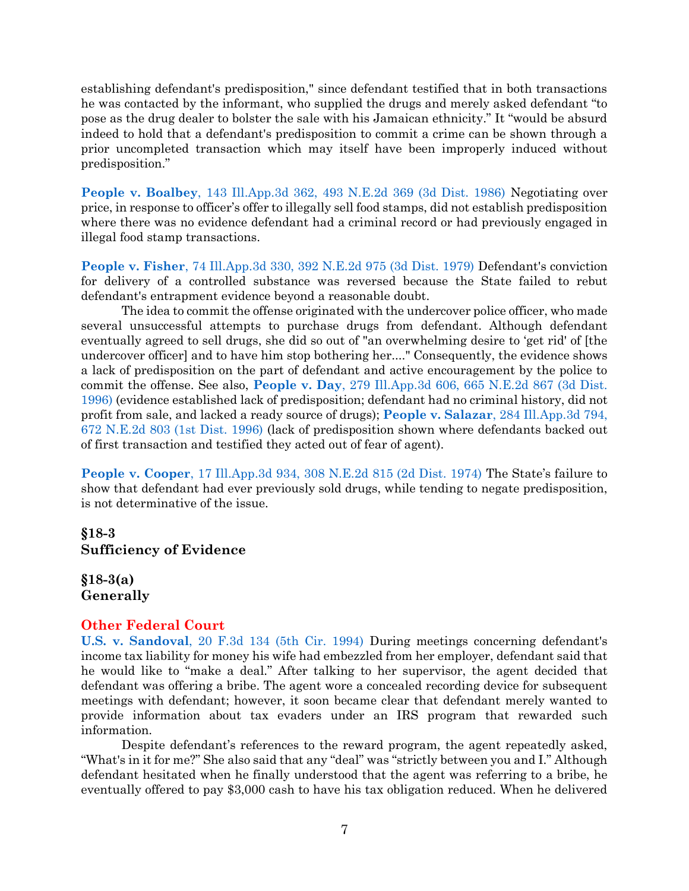establishing defendant's predisposition," since defendant testified that in both transactions he was contacted by the informant, who supplied the drugs and merely asked defendant "to pose as the drug dealer to bolster the sale with his Jamaican ethnicity." It "would be absurd indeed to hold that a defendant's predisposition to commit a crime can be shown through a prior uncompleted transaction which may itself have been improperly induced without predisposition."

**People v. Boalbey**, 143 Ill.App.3d 362, 493 N.E.2d 369 (3d Dist. 1986) Negotiating over price, in response to officer's offer to illegally sell food stamps, did not establish predisposition where there was no evidence defendant had a criminal record or had previously engaged in illegal food stamp transactions.

**People v. Fisher**, 74 Ill.App.3d 330, 392 N.E.2d 975 (3d Dist. 1979) Defendant's conviction for delivery of a controlled substance was reversed because the State failed to rebut defendant's entrapment evidence beyond a reasonable doubt.

The idea to commit the offense originated with the undercover police officer, who made several unsuccessful attempts to purchase drugs from defendant. Although defendant eventually agreed to sell drugs, she did so out of "an overwhelming desire to 'get rid' of [the undercover officer] and to have him stop bothering her...." Consequently, the evidence shows a lack of predisposition on the part of defendant and active encouragement by the police to commit the offense. See also, **People v. Day**, 279 Ill.App.3d 606, 665 N.E.2d 867 (3d Dist. 1996) (evidence established lack of predisposition; defendant had no criminal history, did not profit from sale, and lacked a ready source of drugs); **People v. Salazar**, 284 Ill.App.3d 794, 672 N.E.2d 803 (1st Dist. 1996) (lack of predisposition shown where defendants backed out of first transaction and testified they acted out of fear of agent).

**People v. Cooper**, 17 Ill.App.3d 934, 308 N.E.2d 815 (2d Dist. 1974) The State's failure to show that defendant had ever previously sold drugs, while tending to negate predisposition, is not determinative of the issue.

## §18-3
## Sufficiency of Evidence

### §18-3(a)
### Generally

**Other Federal Court**

**U.S. v. Sandoval**, 20 F.3d 134 (5th Cir. 1994) During meetings concerning defendant's income tax liability for money his wife had embezzled from her employer, defendant said that he would like to "make a deal." After talking to her supervisor, the agent decided that defendant was offering a bribe. The agent wore a concealed recording device for subsequent meetings with defendant; however, it soon became clear that defendant merely wanted to provide information about tax evaders under an IRS program that rewarded such information.

Despite defendant's references to the reward program, the agent repeatedly asked, "What's in it for me?" She also said that any "deal" was "strictly between you and I." Although defendant hesitated when he finally understood that the agent was referring to a bribe, he eventually offered to pay $3,000 cash to have his tax obligation reduced. When he delivered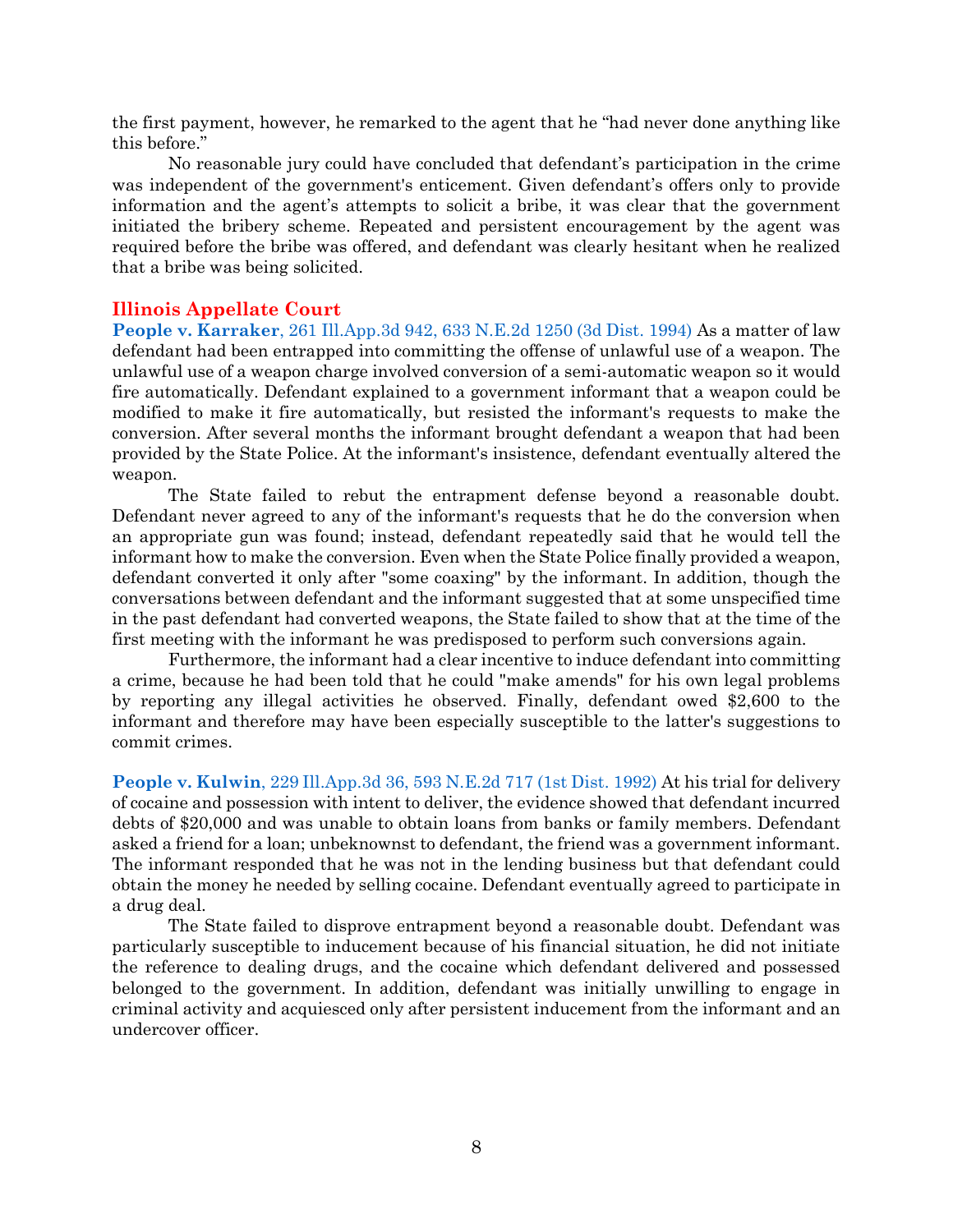the first payment, however, he remarked to the agent that he "had never done anything like this before."

No reasonable jury could have concluded that defendant's participation in the crime was independent of the government's enticement. Given defendant's offers only to provide information and the agent's attempts to solicit a bribe, it was clear that the government initiated the bribery scheme. Repeated and persistent encouragement by the agent was required before the bribe was offered, and defendant was clearly hesitant when he realized that a bribe was being solicited.

## Illinois Appellate Court

**People v. Karraker**, 261 Ill.App.3d 942, 633 N.E.2d 1250 (3d Dist. 1994) As a matter of law defendant had been entrapped into committing the offense of unlawful use of a weapon. The unlawful use of a weapon charge involved conversion of a semi-automatic weapon so it would fire automatically. Defendant explained to a government informant that a weapon could be modified to make it fire automatically, but resisted the informant's requests to make the conversion. After several months the informant brought defendant a weapon that had been provided by the State Police. At the informant's insistence, defendant eventually altered the weapon.

The State failed to rebut the entrapment defense beyond a reasonable doubt. Defendant never agreed to any of the informant's requests that he do the conversion when an appropriate gun was found; instead, defendant repeatedly said that he would tell the informant how to make the conversion. Even when the State Police finally provided a weapon, defendant converted it only after "some coaxing" by the informant. In addition, though the conversations between defendant and the informant suggested that at some unspecified time in the past defendant had converted weapons, the State failed to show that at the time of the first meeting with the informant he was predisposed to perform such conversions again.

Furthermore, the informant had a clear incentive to induce defendant into committing a crime, because he had been told that he could "make amends" for his own legal problems by reporting any illegal activities he observed. Finally, defendant owed $2,600 to the informant and therefore may have been especially susceptible to the latter's suggestions to commit crimes.

**People v. Kulwin**, 229 Ill.App.3d 36, 593 N.E.2d 717 (1st Dist. 1992) At his trial for delivery of cocaine and possession with intent to deliver, the evidence showed that defendant incurred debts of $20,000 and was unable to obtain loans from banks or family members. Defendant asked a friend for a loan; unbeknownst to defendant, the friend was a government informant. The informant responded that he was not in the lending business but that defendant could obtain the money he needed by selling cocaine. Defendant eventually agreed to participate in a drug deal.

The State failed to disprove entrapment beyond a reasonable doubt. Defendant was particularly susceptible to inducement because of his financial situation, he did not initiate the reference to dealing drugs, and the cocaine which defendant delivered and possessed belonged to the government. In addition, defendant was initially unwilling to engage in criminal activity and acquiesced only after persistent inducement from the informant and an undercover officer.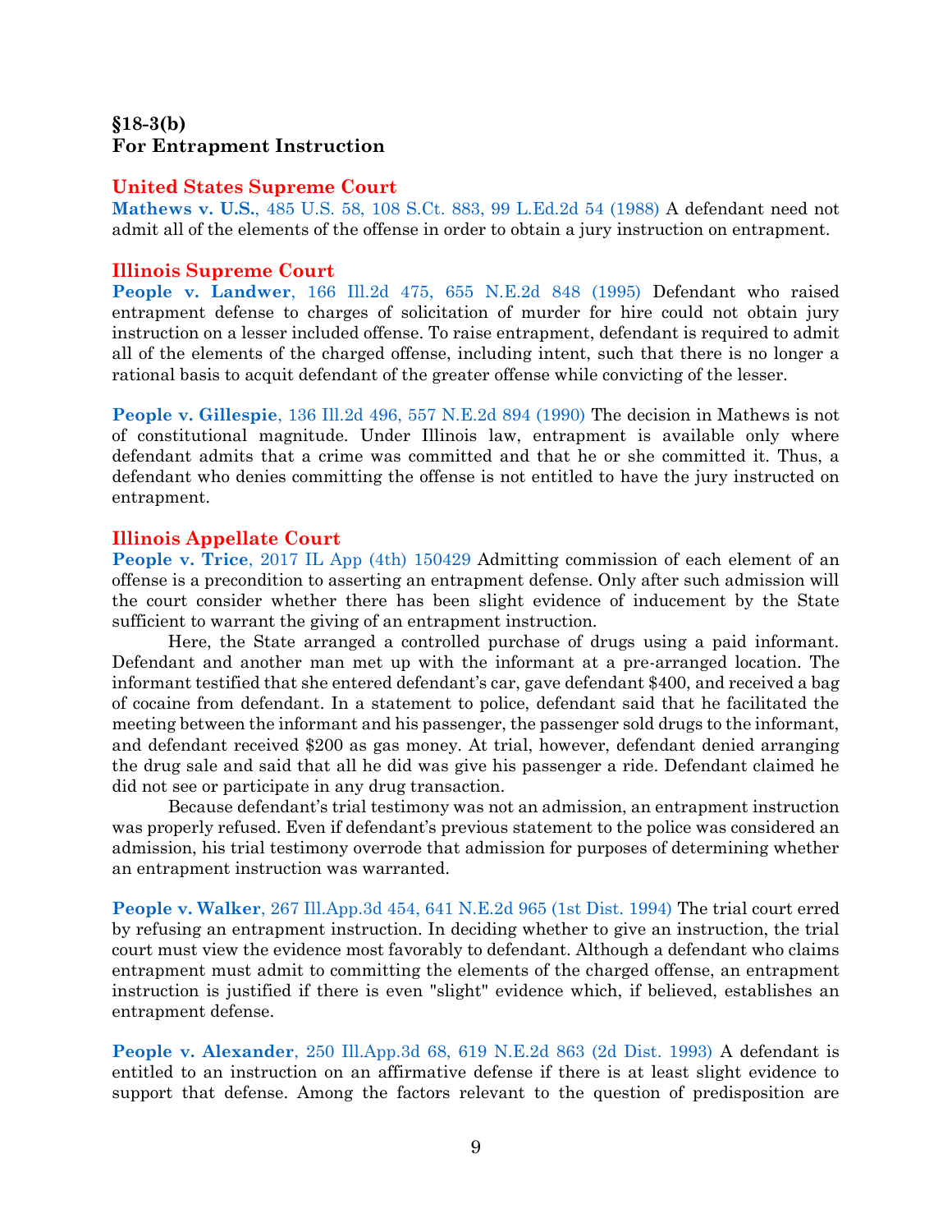## §18-3(b)
## For Entrapment Instruction

### United States Supreme Court

**Mathews v. U.S.**, 485 U.S. 58, 108 S.Ct. 883, 99 L.Ed.2d 54 (1988) A defendant need not admit all of the elements of the offense in order to obtain a jury instruction on entrapment.

### Illinois Supreme Court

**People v. Landwer**, 166 Ill.2d 475, 655 N.E.2d 848 (1995) Defendant who raised entrapment defense to charges of solicitation of murder for hire could not obtain jury instruction on a lesser included offense. To raise entrapment, defendant is required to admit all of the elements of the charged offense, including intent, such that there is no longer a rational basis to acquit defendant of the greater offense while convicting of the lesser.

**People v. Gillespie**, 136 Ill.2d 496, 557 N.E.2d 894 (1990) The decision in Mathews is not of constitutional magnitude. Under Illinois law, entrapment is available only where defendant admits that a crime was committed and that he or she committed it. Thus, a defendant who denies committing the offense is not entitled to have the jury instructed on entrapment.

### Illinois Appellate Court

**People v. Trice**, 2017 IL App (4th) 150429 Admitting commission of each element of an offense is a precondition to asserting an entrapment defense. Only after such admission will the court consider whether there has been slight evidence of inducement by the State sufficient to warrant the giving of an entrapment instruction.

Here, the State arranged a controlled purchase of drugs using a paid informant. Defendant and another man met up with the informant at a pre-arranged location. The informant testified that she entered defendant's car, gave defendant $400, and received a bag of cocaine from defendant. In a statement to police, defendant said that he facilitated the meeting between the informant and his passenger, the passenger sold drugs to the informant, and defendant received $200 as gas money. At trial, however, defendant denied arranging the drug sale and said that all he did was give his passenger a ride. Defendant claimed he did not see or participate in any drug transaction.

Because defendant's trial testimony was not an admission, an entrapment instruction was properly refused. Even if defendant's previous statement to the police was considered an admission, his trial testimony overrode that admission for purposes of determining whether an entrapment instruction was warranted.

**People v. Walker**, 267 Ill.App.3d 454, 641 N.E.2d 965 (1st Dist. 1994) The trial court erred by refusing an entrapment instruction. In deciding whether to give an instruction, the trial court must view the evidence most favorably to defendant. Although a defendant who claims entrapment must admit to committing the elements of the charged offense, an entrapment instruction is justified if there is even "slight" evidence which, if believed, establishes an entrapment defense.

**People v. Alexander**, 250 Ill.App.3d 68, 619 N.E.2d 863 (2d Dist. 1993) A defendant is entitled to an instruction on an affirmative defense if there is at least slight evidence to support that defense. Among the factors relevant to the question of predisposition are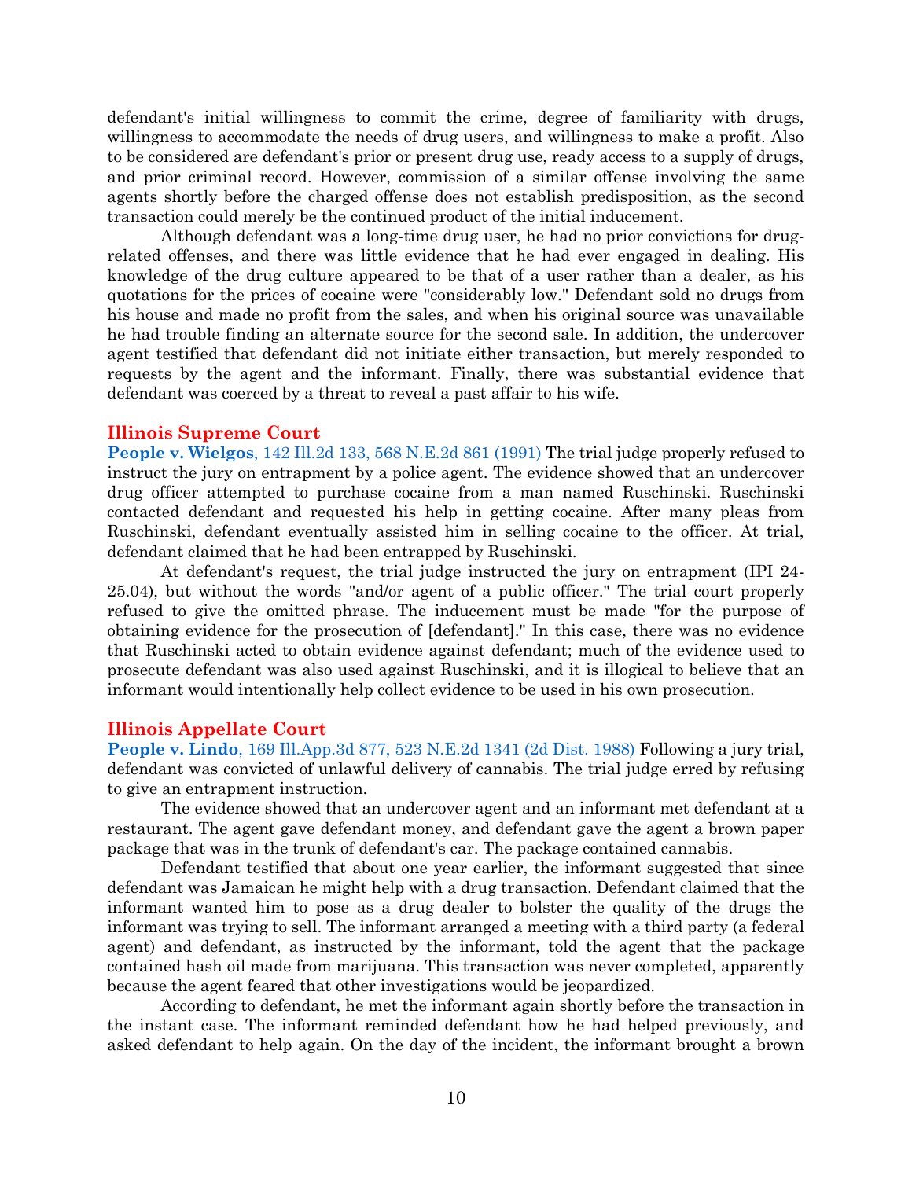defendant's initial willingness to commit the crime, degree of familiarity with drugs, willingness to accommodate the needs of drug users, and willingness to make a profit. Also to be considered are defendant's prior or present drug use, ready access to a supply of drugs, and prior criminal record. However, commission of a similar offense involving the same agents shortly before the charged offense does not establish predisposition, as the second transaction could merely be the continued product of the initial inducement.

Although defendant was a long-time drug user, he had no prior convictions for drug-related offenses, and there was little evidence that he had ever engaged in dealing. His knowledge of the drug culture appeared to be that of a user rather than a dealer, as his quotations for the prices of cocaine were "considerably low." Defendant sold no drugs from his house and made no profit from the sales, and when his original source was unavailable he had trouble finding an alternate source for the second sale. In addition, the undercover agent testified that defendant did not initiate either transaction, but merely responded to requests by the agent and the informant. Finally, there was substantial evidence that defendant was coerced by a threat to reveal a past affair to his wife.

### Illinois Supreme Court

**People v. Wielgos**, 142 Ill.2d 133, 568 N.E.2d 861 (1991) The trial judge properly refused to instruct the jury on entrapment by a police agent. The evidence showed that an undercover drug officer attempted to purchase cocaine from a man named Ruschinski. Ruschinski contacted defendant and requested his help in getting cocaine. After many pleas from Ruschinski, defendant eventually assisted him in selling cocaine to the officer. At trial, defendant claimed that he had been entrapped by Ruschinski.

At defendant's request, the trial judge instructed the jury on entrapment (IPI 24-25.04), but without the words "and/or agent of a public officer." The trial court properly refused to give the omitted phrase. The inducement must be made "for the purpose of obtaining evidence for the prosecution of [defendant]." In this case, there was no evidence that Ruschinski acted to obtain evidence against defendant; much of the evidence used to prosecute defendant was also used against Ruschinski, and it is illogical to believe that an informant would intentionally help collect evidence to be used in his own prosecution.

### Illinois Appellate Court

**People v. Lindo**, 169 Ill.App.3d 877, 523 N.E.2d 1341 (2d Dist. 1988) Following a jury trial, defendant was convicted of unlawful delivery of cannabis. The trial judge erred by refusing to give an entrapment instruction.

The evidence showed that an undercover agent and an informant met defendant at a restaurant. The agent gave defendant money, and defendant gave the agent a brown paper package that was in the trunk of defendant's car. The package contained cannabis.

Defendant testified that about one year earlier, the informant suggested that since defendant was Jamaican he might help with a drug transaction. Defendant claimed that the informant wanted him to pose as a drug dealer to bolster the quality of the drugs the informant was trying to sell. The informant arranged a meeting with a third party (a federal agent) and defendant, as instructed by the informant, told the agent that the package contained hash oil made from marijuana. This transaction was never completed, apparently because the agent feared that other investigations would be jeopardized.

According to defendant, he met the informant again shortly before the transaction in the instant case. The informant reminded defendant how he had helped previously, and asked defendant to help again. On the day of the incident, the informant brought a brown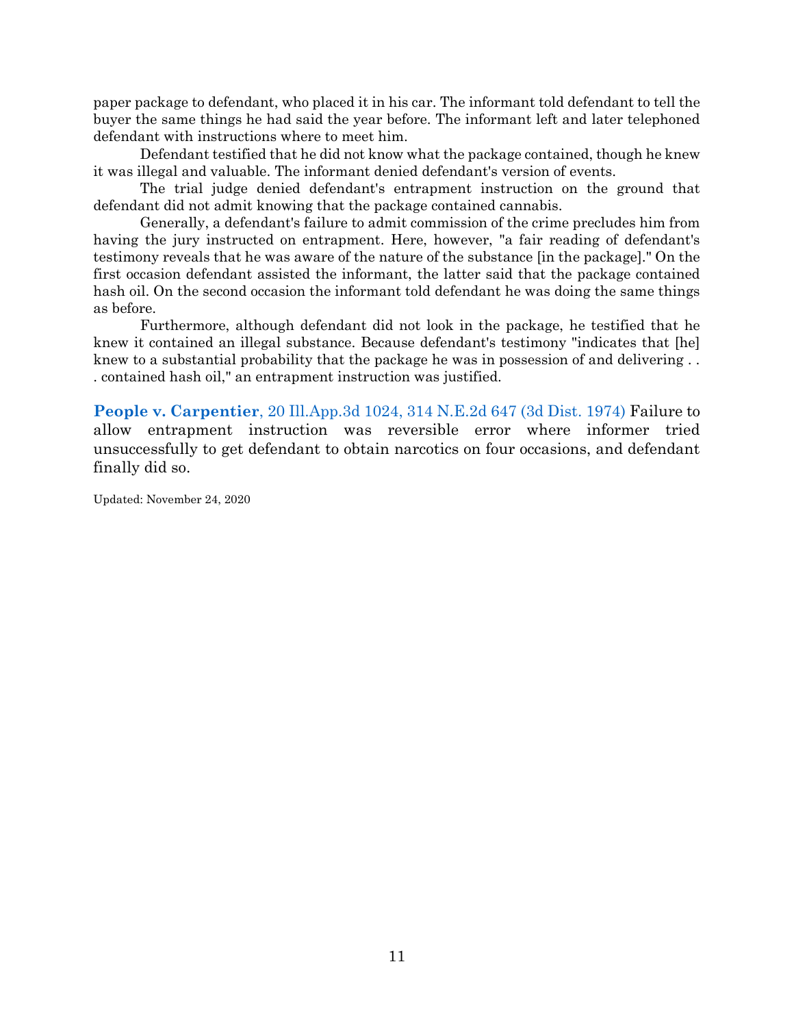paper package to defendant, who placed it in his car. The informant told defendant to tell the buyer the same things he had said the year before. The informant left and later telephoned defendant with instructions where to meet him.

Defendant testified that he did not know what the package contained, though he knew it was illegal and valuable. The informant denied defendant's version of events.

The trial judge denied defendant's entrapment instruction on the ground that defendant did not admit knowing that the package contained cannabis.

Generally, a defendant's failure to admit commission of the crime precludes him from having the jury instructed on entrapment. Here, however, "a fair reading of defendant's testimony reveals that he was aware of the nature of the substance [in the package]." On the first occasion defendant assisted the informant, the latter said that the package contained hash oil. On the second occasion the informant told defendant he was doing the same things as before.

Furthermore, although defendant did not look in the package, he testified that he knew it contained an illegal substance. Because defendant's testimony "indicates that [he] knew to a substantial probability that the package he was in possession of and delivering . . . contained hash oil," an entrapment instruction was justified.

**People v. Carpentier**, 20 Ill.App.3d 1024, 314 N.E.2d 647 (3d Dist. 1974) Failure to allow entrapment instruction was reversible error where informer tried unsuccessfully to get defendant to obtain narcotics on four occasions, and defendant finally did so.

Updated: November 24, 2020